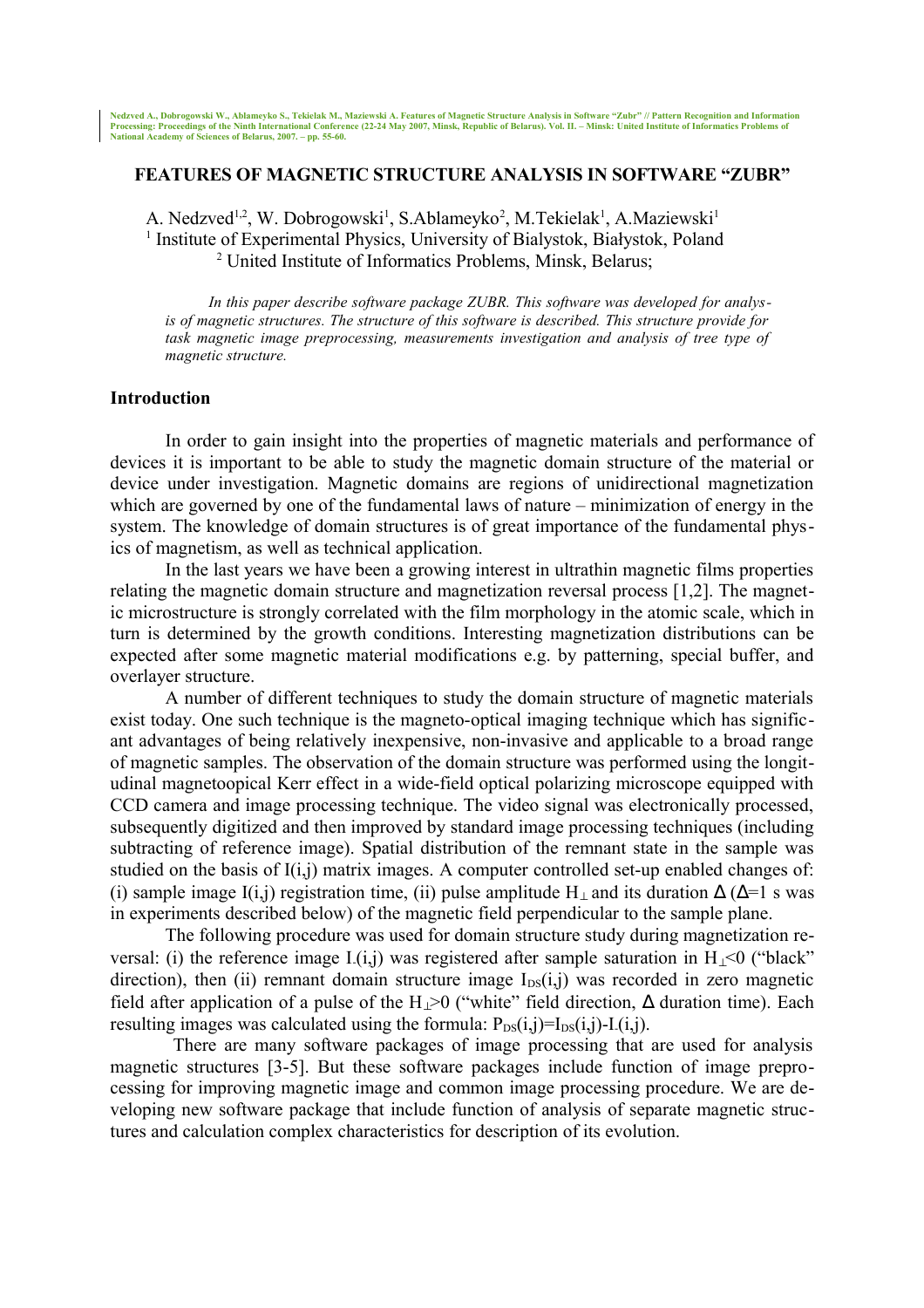Nedzved A., Dobrogowski W., Ablameyko S., Tekielak M., Maziewski A. Features of Magnetic Structure Analysis in Software "Zubr" // Pattern Recognition and Information Processing: Proceedings of the Ninth International Conference (22-24 May 2007, Minsk, Republic of Belarus). Vol. II. – Minsk: United Institute of Informatics Problems of National Academy of Sciences of Belarus, 2007. – pp. 55-60.

# FEATURES OF MAGNETIC STRUCTURE ANALYSIS IN SOFTWARE "ZUBR"

A. Nedzved[1,2], W. Dobrogowski[1], S.Ablameyko[2], M.Tekielak[1], A.Maziewski[1]

[1] Institute of Experimental Physics, University of Bialystok, Białystok, Poland

[2] United Institute of Informatics Problems, Minsk, Belarus;

*In this paper describe software package ZUBR. This software was developed for analysis of magnetic structures. The structure of this software is described. This structure provide for task magnetic image preprocessing, measurements investigation and analysis of tree type of magnetic structure.*

## Introduction

In order to gain insight into the properties of magnetic materials and performance of devices it is important to be able to study the magnetic domain structure of the material or device under investigation. Magnetic domains are regions of unidirectional magnetization which are governed by one of the fundamental laws of nature – minimization of energy in the system. The knowledge of domain structures is of great importance of the fundamental physics of magnetism, as well as technical application.

In the last years we have been a growing interest in ultrathin magnetic films properties relating the magnetic domain structure and magnetization reversal process [1,2]. The magnetic microstructure is strongly correlated with the film morphology in the atomic scale, which in turn is determined by the growth conditions. Interesting magnetization distributions can be expected after some magnetic material modifications e.g. by patterning, special buffer, and overlayer structure.

A number of different techniques to study the domain structure of magnetic materials exist today. One such technique is the magneto-optical imaging technique which has significant advantages of being relatively inexpensive, non-invasive and applicable to a broad range of magnetic samples. The observation of the domain structure was performed using the longitudinal magnetoopical Kerr effect in a wide-field optical polarizing microscope equipped with CCD camera and image processing technique. The video signal was electronically processed, subsequently digitized and then improved by standard image processing techniques (including subtracting of reference image). Spatial distribution of the remnant state in the sample was studied on the basis of $I(i,j)$ matrix images. A computer controlled set-up enabled changes of: (i) sample image $I(i,j)$ registration time, (ii) pulse amplitude $H_{\perp}$ and its duration $\Delta$ ($\Delta$=1 s was in experiments described below) of the magnetic field perpendicular to the sample plane.

The following procedure was used for domain structure study during magnetization reversal: (i) the reference image $I_{-}(i,j)$ was registered after sample saturation in $H_{\perp}<0$ ("black" direction), then (ii) remnant domain structure image $I_{DS}(i,j)$ was recorded in zero magnetic field after application of a pulse of the $H_{\perp}>0$ ("white" field direction, $\Delta$ duration time). Each resulting images was calculated using the formula: $P_{DS}(i,j)=I_{DS}(i,j)-I_{-}(i,j)$.

There are many software packages of image processing that are used for analysis magnetic structures [3-5]. But these software packages include function of image preprocessing for improving magnetic image and common image processing procedure. We are developing new software package that include function of analysis of separate magnetic structures and calculation complex characteristics for description of its evolution.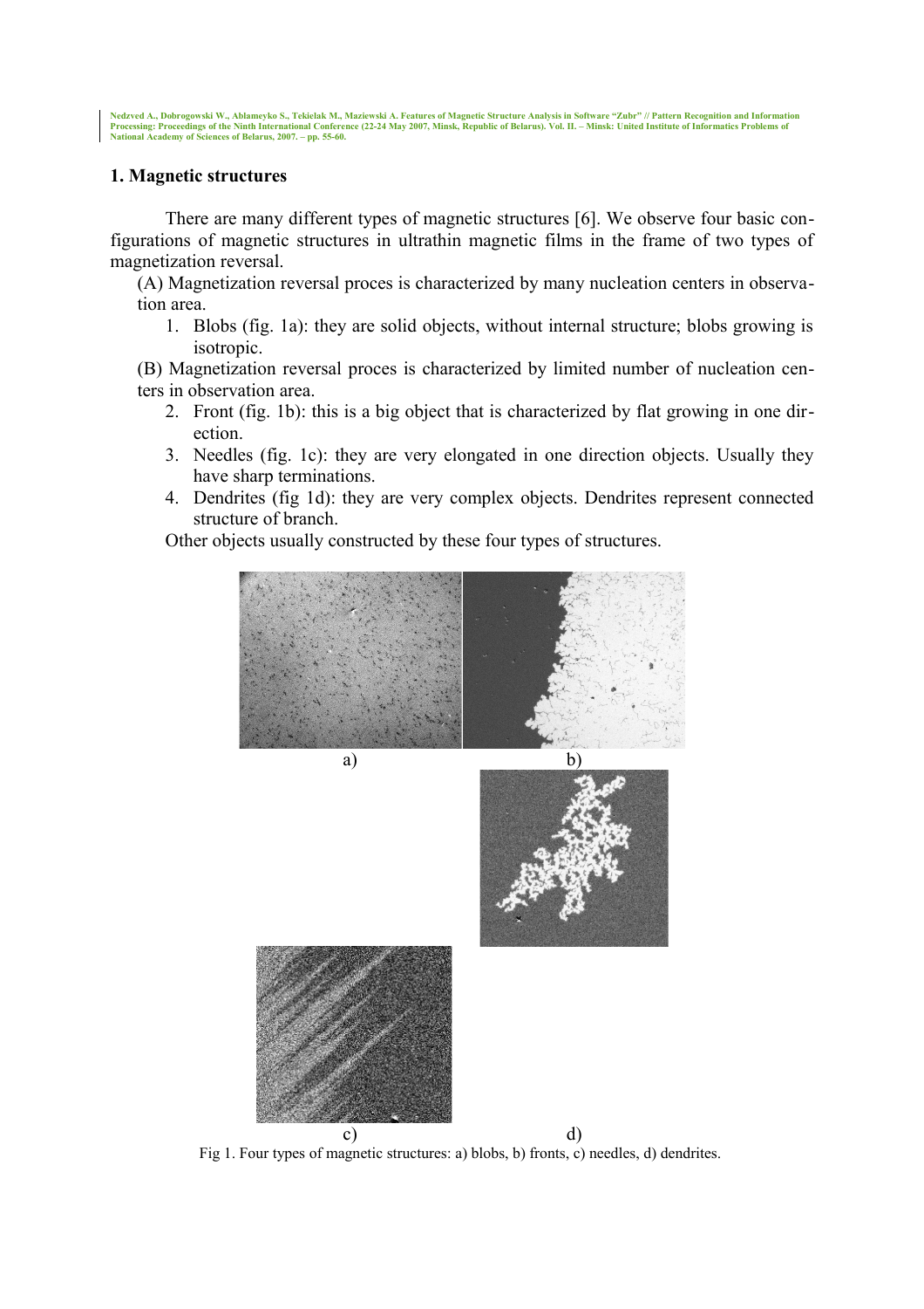## 1. Magnetic structures

There are many different types of magnetic structures [6]. We observe four basic configurations of magnetic structures in ultrathin magnetic films in the frame of two types of magnetization reversal.

(A) Magnetization reversal proces is characterized by many nucleation centers in observation area.

1. Blobs (fig. 1a): they are solid objects, without internal structure; blobs growing is isotropic.

(B) Magnetization reversal proces is characterized by limited number of nucleation centers in observation area.

2. Front (fig. 1b): this is a big object that is characterized by flat growing in one direction.
3. Needles (fig. 1c): they are very elongated in one direction objects. Usually they have sharp terminations.
4. Dendrites (fig 1d): they are very complex objects. Dendrites represent connected structure of branch.

Other objects usually constructed by these four types of structures.

a) b) c) d)

Fig 1. Four types of magnetic structures: a) blobs, b) fronts, c) needles, d) dendrites.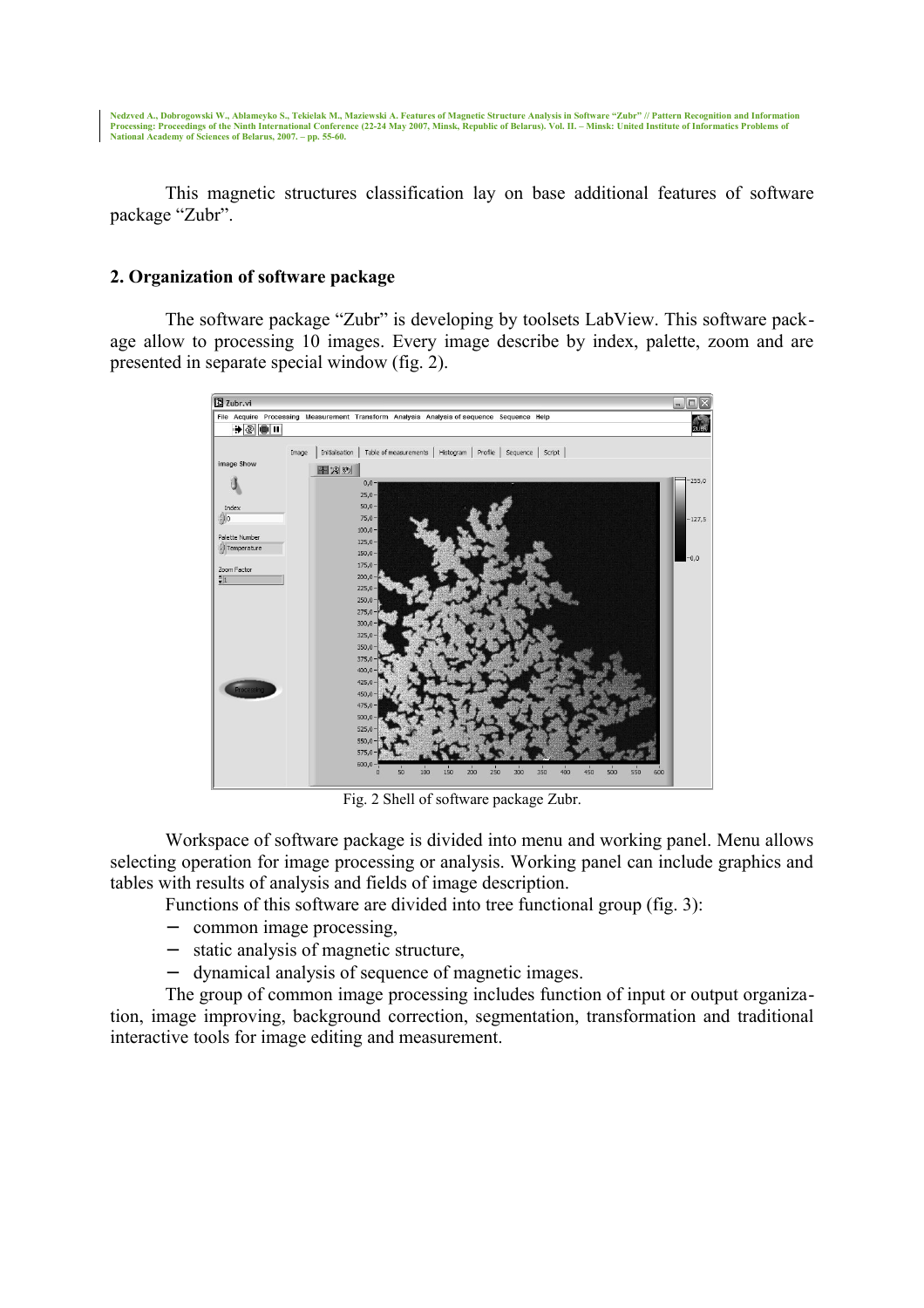This magnetic structures classification lay on base additional features of software package "Zubr".

## 2. Organization of software package

The software package "Zubr" is developing by toolsets LabView. This software package allow to processing 10 images. Every image describe by index, palette, zoom and are presented in separate special window (fig. 2).

Fig. 2 Shell of software package Zubr.

Workspace of software package is divided into menu and working panel. Menu allows selecting operation for image processing or analysis. Working panel can include graphics and tables with results of analysis and fields of image description.

Functions of this software are divided into tree functional group (fig. 3):

- common image processing,
- static analysis of magnetic structure,
- dynamical analysis of sequence of magnetic images.

The group of common image processing includes function of input or output organization, image improving, background correction, segmentation, transformation and traditional interactive tools for image editing and measurement.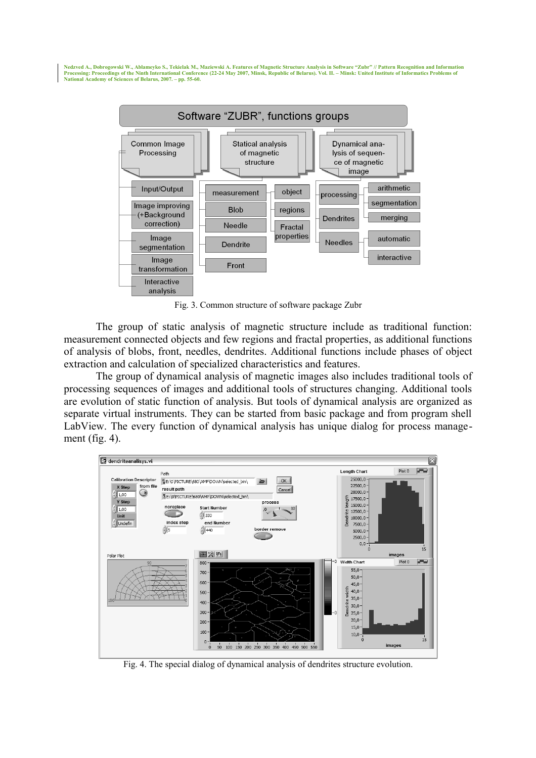Fig. 3. Common structure of software package Zubr

The group of static analysis of magnetic structure include as traditional function: measurement connected objects and few regions and fractal properties, as additional functions of analysis of blobs, front, needles, dendrites. Additional functions include phases of object extraction and calculation of specialized characteristics and features.

The group of dynamical analysis of magnetic images also includes traditional tools of processing sequences of images and additional tools of structures changing. Additional tools are evolution of static function of analysis. But tools of dynamical analysis are organized as separate virtual instruments. They can be started from basic package and from program shell LabView. The every function of dynamical analysis has unique dialog for process management (fig. 4).

Fig. 4. The special dialog of dynamical analysis of dendrites structure evolution.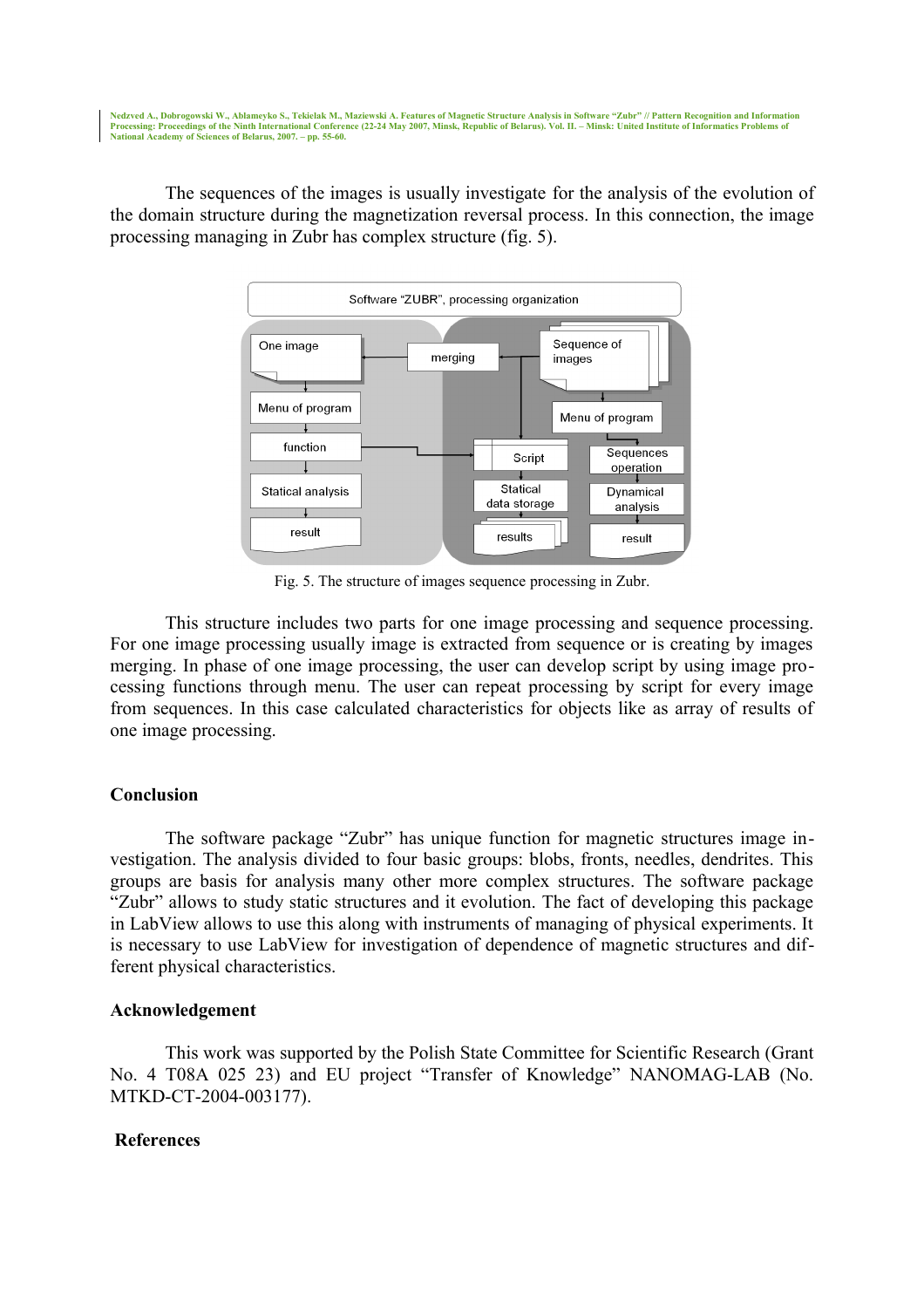The sequences of the images is usually investigate for the analysis of the evolution of the domain structure during the magnetization reversal process. In this connection, the image processing managing in Zubr has complex structure (fig. 5).

Fig. 5. The structure of images sequence processing in Zubr.

This structure includes two parts for one image processing and sequence processing. For one image processing usually image is extracted from sequence or is creating by images merging. In phase of one image processing, the user can develop script by using image processing functions through menu. The user can repeat processing by script for every image from sequences. In this case calculated characteristics for objects like as array of results of one image processing.

## Conclusion

The software package “Zubr” has unique function for magnetic structures image investigation. The analysis divided to four basic groups: blobs, fronts, needles, dendrites. This groups are basis for analysis many other more complex structures. The software package “Zubr” allows to study static structures and it evolution. The fact of developing this package in LabView allows to use this along with instruments of managing of physical experiments. It is necessary to use LabView for investigation of dependence of magnetic structures and different physical characteristics.

## Acknowledgement

This work was supported by the Polish State Committee for Scientific Research (Grant No. 4 T08A 025 23) and EU project “Transfer of Knowledge” NANOMAG-LAB (No. MTKD-CT-2004-003177).

## References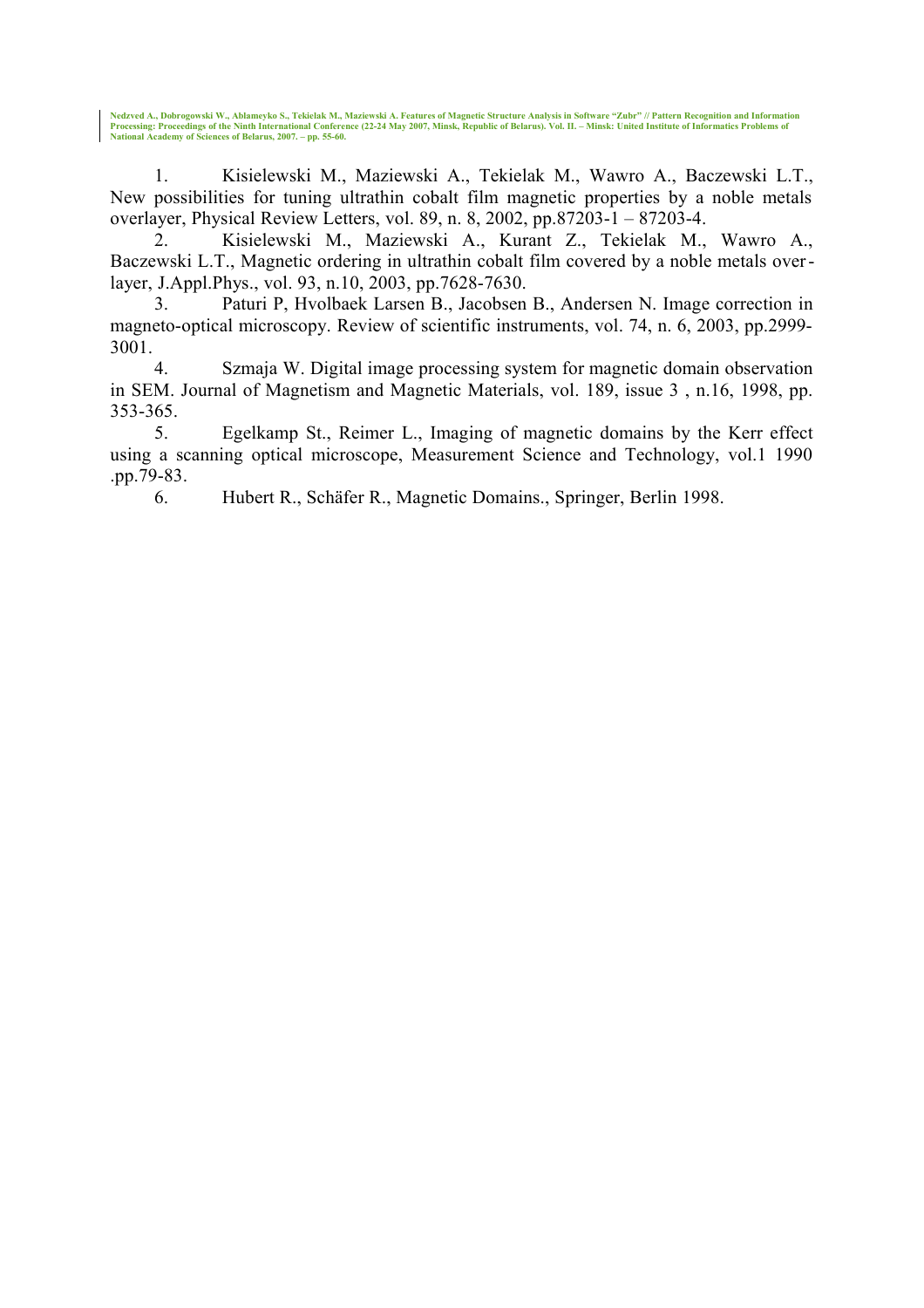1. Kisielewski M., Maziewski A., Tekielak M., Wawro A., Baczewski L.T., New possibilities for tuning ultrathin cobalt film magnetic properties by a noble metals overlayer, Physical Review Letters, vol. 89, n. 8, 2002, pp.87203-1 – 87203-4.
2. Kisielewski M., Maziewski A., Kurant Z., Tekielak M., Wawro A., Baczewski L.T., Magnetic ordering in ultrathin cobalt film covered by a noble metals overlayer, J.Appl.Phys., vol. 93, n.10, 2003, pp.7628-7630.
3. Paturi P, Hvolbaek Larsen B., Jacobsen B., Andersen N. Image correction in magneto-optical microscopy. Review of scientific instruments, vol. 74, n. 6, 2003, pp.2999-3001.
4. Szmaja W. Digital image processing system for magnetic domain observation in SEM. Journal of Magnetism and Magnetic Materials, vol. 189, issue 3 , n.16, 1998, pp. 353-365.
5. Egelkamp St., Reimer L., Imaging of magnetic domains by the Kerr effect using a scanning optical microscope, Measurement Science and Technology, vol.1 1990 .pp.79-83.
6. Hubert R., Schäfer R., Magnetic Domains., Springer, Berlin 1998.